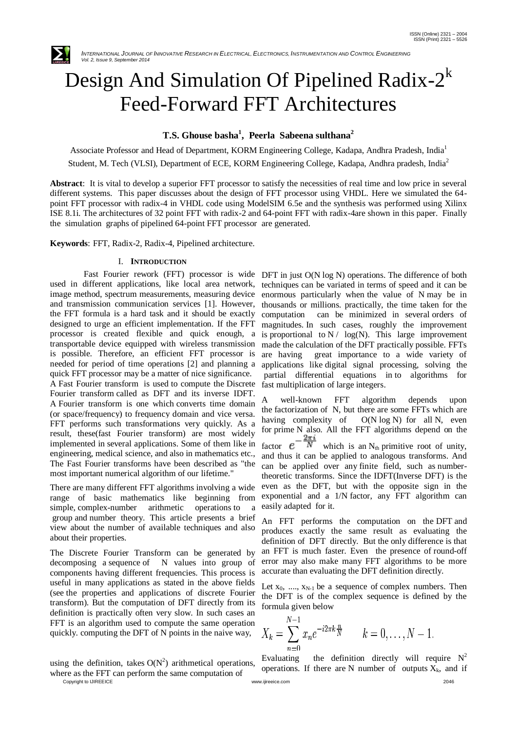# Design And Simulation Of Pipelined Radix-$2^k$ Feed-Forward FFT Architectures

**T.S. Ghouse basha[1], Peerla Sabeena sulthana[2]**

Associate Professor and Head of Department, KORM Engineering College, Kadapa, Andhra Pradesh, India[1]

Student, M. Tech (VLSI), Department of ECE, KORM Engineering College, Kadapa, Andhra pradesh, India[2]

**Abstract**: It is vital to develop a superior FFT processor to satisfy the necessities of real time and low price in several different systems. This paper discusses about the design of FFT processor using VHDL. Here we simulated the 64-point FFT processor with radix-4 in VHDL code using ModelSIM 6.5e and the synthesis was performed using Xilinx ISE 8.1i. The architectures of 32 point FFT with radix-2 and 64-point FFT with radix-4are shown in this paper. Finally the simulation graphs of pipelined 64-point FFT processor are generated.

**Keywords**: FFT, Radix-2, Radix-4, Pipelined architecture.

## I. INTRODUCTION

Fast Fourier rework (FFT) processor is wide used in different applications, like local area network, image method, spectrum measurements, measuring device and transmission communication services [1]. However, the FFT formula is a hard task and it should be exactly designed to urge an efficient implementation. If the FFT processor is created flexible and quick enough, a transportable device equipped with wireless transmission is possible. Therefore, an efficient FFT processor is needed for period of time operations [2] and planning a quick FFT processor may be a matter of nice significance. A Fast Fourier transform is used to compute the Discrete Fourier transform called as DFT and its inverse IDFT. A Fourier transform is one which converts time domain (or space/frequency) to frequency domain and vice versa. FFT performs such transformations very quickly. As a result, these(fast Fourier transform) are most widely implemented in several applications. Some of them like in engineering, medical science, and also in mathematics etc., The Fast Fourier transforms have been described as "the most important numerical algorithm of our lifetime."

There are many different FFT algorithms involving a wide range of basic mathematics like beginning from simple, complex-number arithmetic operations to a group and number theory. This article presents a brief view about the number of available techniques and also about their properties.

The Discrete Fourier Transform can be generated by decomposing a sequence of N values into group of components having different frequencies. This process is useful in many applications as stated in the above fields (see the properties and applications of discrete Fourier transform). But the computation of DFT directly from its definition is practically often very slow. In such cases an FFT is an algorithm used to compute the same operation quickly. computing the DFT of N points in the naive way, using the definition, takes $O(N^2)$ arithmetical operations, where as the FFT can perform the same computation of DFT in just $O(N \log N)$ operations. The difference of both techniques can be variated in terms of speed and it can be enormous particularly when the value of N may be in thousands or millions. practically, the time taken for the computation can be minimized in several orders of magnitudes. In such cases, roughly the improvement is proportional to $N / \log(N)$. This large improvement made the calculation of the DFT practically possible. FFTs are having great importance to a wide variety of applications like digital signal processing, solving the partial differential equations in to algorithms for fast multiplication of large integers.

A well-known FFT algorithm depends upon the factorization of N, but there are some FFTs which are having complexity of $O(N \log N)$ for all N, even for prime N also. All the FFT algorithms depend on the factor $e^{-\frac{2\pi i}{N}}$ which is an $N_{th}$ primitive root of unity, and thus it can be applied to analogous transforms. And can be applied over any finite field, such as number-theoretic transforms. Since the IDFT(Inverse DFT) is the even as the DFT, but with the opposite sign in the exponential and a 1/N factor, any FFT algorithm can easily adapted for it.

An FFT performs the computation on the DFT and produces exactly the same result as evaluating the definition of DFT directly. But the only difference is that an FFT is much faster. Even the presence of round-off error may also make many FFT algorithms to be more accurate than evaluating the DFT definition directly.

Let $x_0, ...., x_{N-1}$ be a sequence of complex numbers. Then the DFT is of the complex sequence is defined by the formula given below

$$X_k = \sum_{n=0}^{N-1} x_n e^{-i2\pi k \frac{n}{N}} \qquad k = 0, \dots, N-1.$$

Evaluating the definition directly will require $N^2$ operations. If there are N number of outputs $X_k$, and if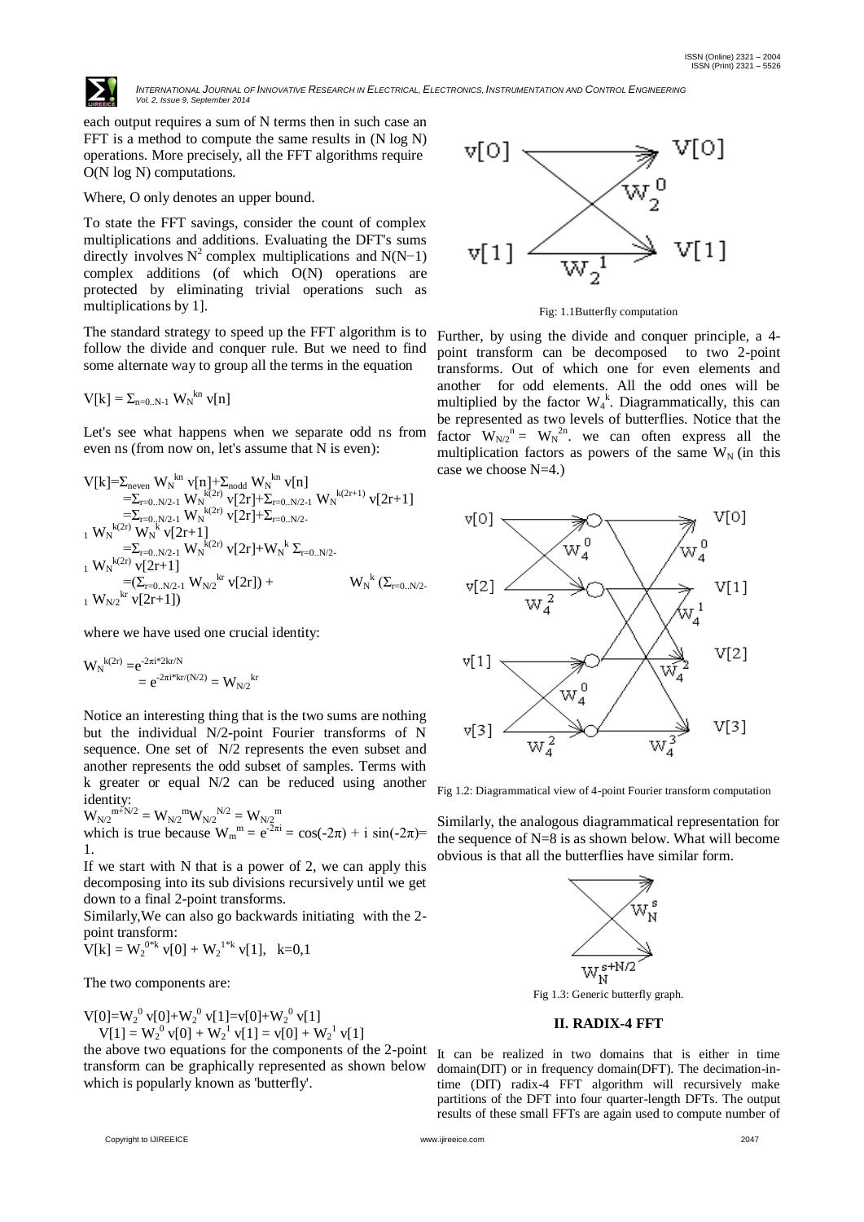each output requires a sum of N terms then in such case an FFT is a method to compute the same results in (N log N) operations. More precisely, all the FFT algorithms require O(N log N) computations.

Where, O only denotes an upper bound.

To state the FFT savings, consider the count of complex multiplications and additions. Evaluating the DFT's sums directly involves $N^2$ complex multiplications and $N(N-1)$ complex additions (of which O(N) operations are protected by eliminating trivial operations such as multiplications by 1].

The standard strategy to speed up the FFT algorithm is to follow the divide and conquer rule. But we need to find some alternate way to group all the terms in the equation

$$V[k] = \Sigma_{n=0..N-1} W_N^{kn} v[n]$$

Let's see what happens when we separate odd ns from even ns (from now on, let's assume that N is even):

$$
\begin{aligned}
V[k] &= \Sigma_{n\,even} W_N^{kn} v[n] + \Sigma_{n\,odd} W_N^{kn} v[n] \\
&= \Sigma_{r=0..N/2-1} W_N^{k(2r)} v[2r] + \Sigma_{r=0..N/2-1} W_N^{k(2r+1)} v[2r+1] \\
&= \Sigma_{r=0..N/2-1} W_N^{k(2r)} v[2r] + \Sigma_{r=0..N/2-1} W_N^{k(2r)} W_N^{k} v[2r+1] \\
&= \Sigma_{r=0..N/2-1} W_N^{k(2r)} v[2r] + W_N^{k} \Sigma_{r=0..N/2-1} W_N^{k(2r)} v[2r+1] \\
&= (\Sigma_{r=0..N/2-1} W_{N/2}^{kr} v[2r]) + W_N^{k} (\Sigma_{r=0..N/2-1} W_{N/2}^{kr} v[2r+1])
\end{aligned}
$$

where we have used one crucial identity:

$$
\begin{aligned}
W_N^{k(2r)} &= e^{-2\pi i * 2kr/N} \\
&= e^{-2\pi i * kr/(N/2)} = W_{N/2}^{kr}
\end{aligned}
$$

Notice an interesting thing that is the two sums are nothing but the individual N/2-point Fourier transforms of N sequence. One set of N/2 represents the even subset and another represents the odd subset of samples. Terms with k greater or equal N/2 can be reduced using another identity:

$$W_{N/2}^{m+N/2} = W_{N/2}^{m} W_{N/2}^{N/2} = W_{N/2}^{m}$$

which is true because $W_m^m = e^{-2\pi i} = \cos(-2\pi) + i \sin(-2\pi) = 1$.

If we start with N that is a power of 2, we can apply this decomposing into its sub divisions recursively until we get down to a final 2-point transforms.

Similarly,We can also go backwards initiating with the 2-point transform:

$$V[k] = W_2^{0*k} v[0] + W_2^{1*k} v[1], \quad k=0,1$$

The two components are:

$$V[0] = W_2^{0} v[0] + W_2^{0} v[1] = v[0] + W_2^{0} v[1]$$

$$V[1] = W_2^{0} v[0] + W_2^{1} v[1] = v[0] + W_2^{1} v[1]$$

the above two equations for the components of the 2-point transform can be graphically represented as shown below which is popularly known as 'butterfly'.

Fig: 1.1Butterfly computation

Further, by using the divide and conquer principle, a 4-point transform can be decomposed to two 2-point transforms. Out of which one for even elements and another for odd elements. All the odd ones will be multiplied by the factor $W_4^k$. Diagrammatically, this can be represented as two levels of butterflies. Notice that the factor $W_{N/2}^{n} = W_N^{2n}$. we can often express all the multiplication factors as powers of the same $W_N$ (in this case we choose N=4.)

Fig 1.2: Diagrammatical view of 4-point Fourier transform computation

Similarly, the analogous diagrammatical representation for the sequence of N=8 is as shown below. What will become obvious is that all the butterflies have similar form.

Fig 1.3: Generic butterfly graph.

## II. RADIX-4 FFT

It can be realized in two domains that is either in time domain(DIT) or in frequency domain(DFT). The decimation-in-time (DIT) radix-4 FFT algorithm will recursively make partitions of the DFT into four quarter-length DFTs. The output results of these small FFTs are again used to compute number of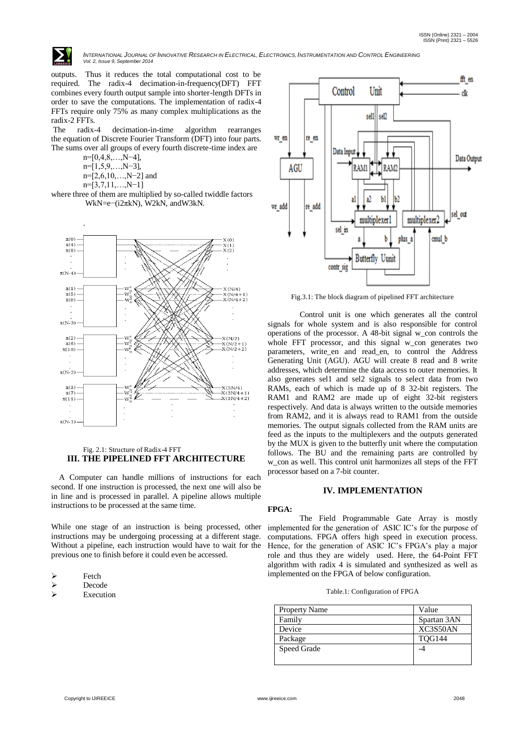outputs. Thus it reduces the total computational cost to be required. The radix-4 decimation-in-frequency(DFT) FFT combines every fourth output sample into shorter-length DFTs in order to save the computations. The implementation of radix-4 FFTs require only 75% as many complex multiplications as the radix-2 FFTs.

The radix-4 decimation-in-time algorithm rearranges the equation of Discrete Fourier Transform (DFT) into four parts. The sums over all groups of every fourth discrete-time index are

n=[0,4,8,…,N−4],
n=[1,5,9,…,N−3],
n=[2,6,10,…,N−2] and
n=[3,7,11,…,N−1]

where three of them are multiplied by so-called twiddle factors $W_N^k = e^{-(i2\pi kN)}$, $W_N^{2k}$, and $W_N^{3k}$.

Fig. 2.1: Structure of Radix-4 FFT

## III. THE PIPELINED FFT ARCHITECTURE

A Computer can handle millions of instructions for each second. If one instruction is processed, the next one will also be in line and is processed in parallel. A pipeline allows multiple instructions to be processed at the same time.

While one stage of an instruction is being processed, other instructions may be undergoing processing at a different stage. Without a pipeline, each instruction would have to wait for the previous one to finish before it could even be accessed.

- Fetch
- Decode
- Execution

Fig.3.1: The block diagram of pipelined FFT architecture

Control unit is one which generates all the control signals for whole system and is also responsible for control operations of the processor. A 48-bit signal w_con controls the whole FFT processor, and this signal w_con generates two parameters, write_en and read_en, to control the Address Generating Unit (AGU). AGU will create 8 read and 8 write addresses, which determine the data access to outer memories. It also generates sel1 and sel2 signals to select data from two RAMs, each of which is made up of 8 32-bit registers. The RAM1 and RAM2 are made up of eight 32-bit registers respectively. And data is always written to the outside memories from RAM2, and it is always read to RAM1 from the outside memories. The output signals collected from the RAM units are feed as the inputs to the multiplexers and the outputs generated by the MUX is given to the butterfly unit where the computation follows. The BU and the remaining parts are controlled by w_con as well. This control unit harmonizes all steps of the FFT processor based on a 7-bit counter.

## IV. IMPLEMENTATION

**FPGA:**

The Field Programmable Gate Array is mostly implemented for the generation of ASIC IC's for the purpose of computations. FPGA offers high speed in execution process. Hence, for the generation of ASIC IC's FPGA's play a major role and thus they are widely used. Here, the 64-Point FFT algorithm with radix 4 is simulated and synthesized as well as implemented on the FPGA of below configuration.

Table.1: Configuration of FPGA

| Property Name | Value |
|---|---|
| Family | Spartan 3AN |
| Device | XC3S50AN |
| Package | TQG144 |
| Speed Grade | -4 |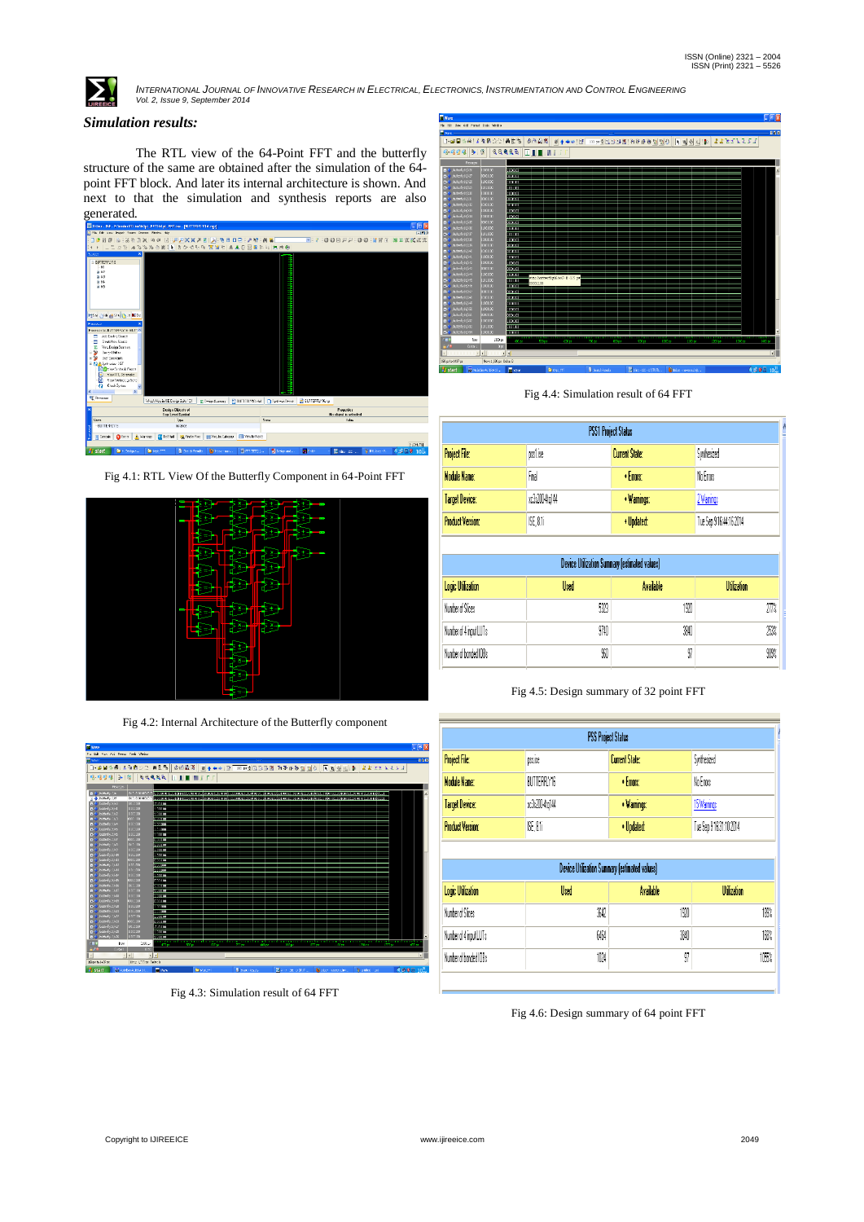### *Simulation results:*

The RTL view of the 64-Point FFT and the butterfly structure of the same are obtained after the simulation of the 64-point FFT block. And later its internal architecture is shown. And next to that the simulation and synthesis reports are also generated.

Fig 4.1: RTL View Of the Butterfly Component in 64-Point FFT

Fig 4.2: Internal Architecture of the Butterfly component

Fig 4.3: Simulation result of 64 FFT

Fig 4.4: Simulation result of 64 FFT

| PS51 Project Status | | | |
|---|---|---|---|
| Project File: | ps51.ise | Current State: | Synthesized |
| Module Name: | Final | • Errors: | No Errors |
| Target Device: | xc3s200-4tq144 | • Warnings: | 2 Warnings |
| Product Version: | ISE 8.1i | • Updated: | Tue Sep 9 16:44:16 2014 |

| Device Utilization Summary (estimated values) | | | |
|---|---|---|---|
| Logic Utilization | Used | Available | Utilization |
| Number of Slices | 5323 | 1920 | 277% |
| Number of 4 input LUTs | 9740 | 3840 | 253% |
| Number of bonded IOBs | 960 | 97 | 989% |

Fig 4.5: Design summary of 32 point FFT

| PS6 Project Status | | | |
|---|---|---|---|
| Project File: | ps6.ise | Current State: | Synthesized |
| Module Name: | BUTTERFLY16 | • Errors: | No Errors |
| Target Device: | xc3s200-4tq144 | • Warnings: | 15 Warnings |
| Product Version: | ISE 8.1i | • Updated: | Tue Sep 9 16:31:10 2014 |

| Device Utilization Summary (estimated values) | | | |
|---|---|---|---|
| Logic Utilization | Used | Available | Utilization |
| Number of Slices | 3642 | 1920 | 189% |
| Number of 4 input LUTs | 6464 | 3840 | 168% |
| Number of bonded IOBs | 1024 | 97 | 1055% |

Fig 4.6: Design summary of 64 point FFT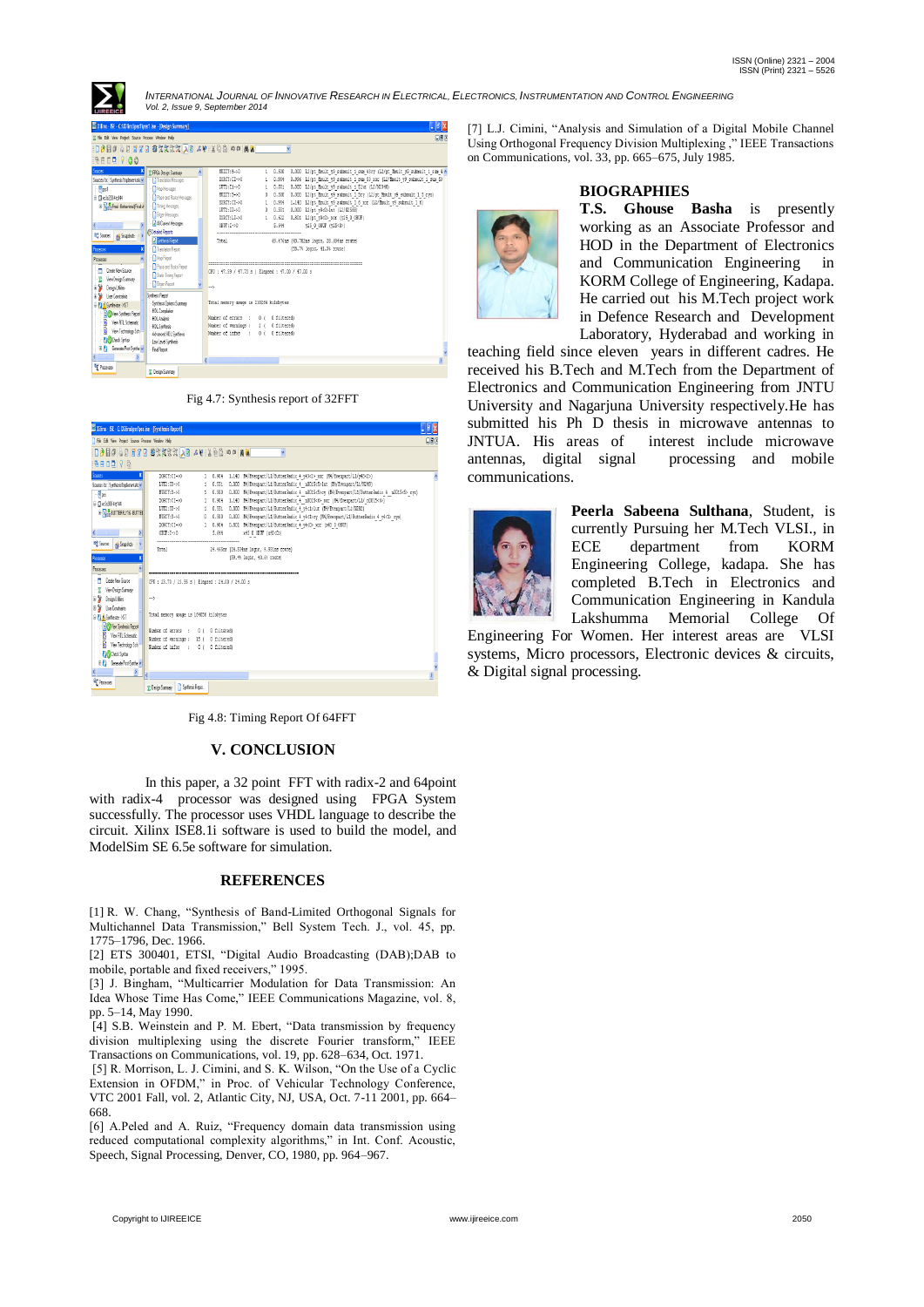Fig 4.7: Synthesis report of 32FFT

Fig 4.8: Timing Report Of 64FFT

## V. CONCLUSION

In this paper, a 32 point FFT with radix-2 and 64point with radix-4 processor was designed using FPGA System successfully. The processor uses VHDL language to describe the circuit. Xilinx ISE8.1i software is used to build the model, and ModelSim SE 6.5e software for simulation.

## REFERENCES

[1] R. W. Chang, "Synthesis of Band-Limited Orthogonal Signals for Multichannel Data Transmission," Bell System Tech. J., vol. 45, pp. 1775–1796, Dec. 1966.

[2] ETS 300401, ETSI, "Digital Audio Broadcasting (DAB);DAB to mobile, portable and fixed receivers," 1995.

[3] J. Bingham, "Multicarrier Modulation for Data Transmission: An Idea Whose Time Has Come," IEEE Communications Magazine, vol. 8, pp. 5–14, May 1990.

[4] S.B. Weinstein and P. M. Ebert, "Data transmission by frequency division multiplexing using the discrete Fourier transform," IEEE Transactions on Communications, vol. 19, pp. 628–634, Oct. 1971.

[5] R. Morrison, L. J. Cimini, and S. K. Wilson, "On the Use of a Cyclic Extension in OFDM," in Proc. of Vehicular Technology Conference, VTC 2001 Fall, vol. 2, Atlantic City, NJ, USA, Oct. 7-11 2001, pp. 664–668.

[6] A.Peled and A. Ruiz, "Frequency domain data transmission using reduced computational complexity algorithms," in Int. Conf. Acoustic, Speech, Signal Processing, Denver, CO, 1980, pp. 964–967.

[7] L.J. Cimini, "Analysis and Simulation of a Digital Mobile Channel Using Orthogonal Frequency Division Multiplexing ," IEEE Transactions on Communications, vol. 33, pp. 665–675, July 1985.

## BIOGRAPHIES

**T.S. Ghouse Basha** is presently working as an Associate Professor and HOD in the Department of Electronics and Communication Engineering in KORM College of Engineering, Kadapa. He carried out his M.Tech project work in Defence Research and Development Laboratory, Hyderabad and working in teaching field since eleven years in different cadres. He received his B.Tech and M.Tech from the Department of Electronics and Communication Engineering from JNTU University and Nagarjuna University respectively.He has submitted his Ph D thesis in microwave antennas to JNTUA. His areas of interest include microwave antennas, digital signal processing and mobile communications.

**Peerla Sabeena Sulthana**, Student, is currently Pursuing her M.Tech VLSI., in ECE department from KORM Engineering College, kadapa. She has completed B.Tech in Electronics and Communication Engineering in Kandula Lakshumma Memorial College Of Engineering For Women. Her interest areas are VLSI systems, Micro processors, Electronic devices & circuits, & Digital signal processing.